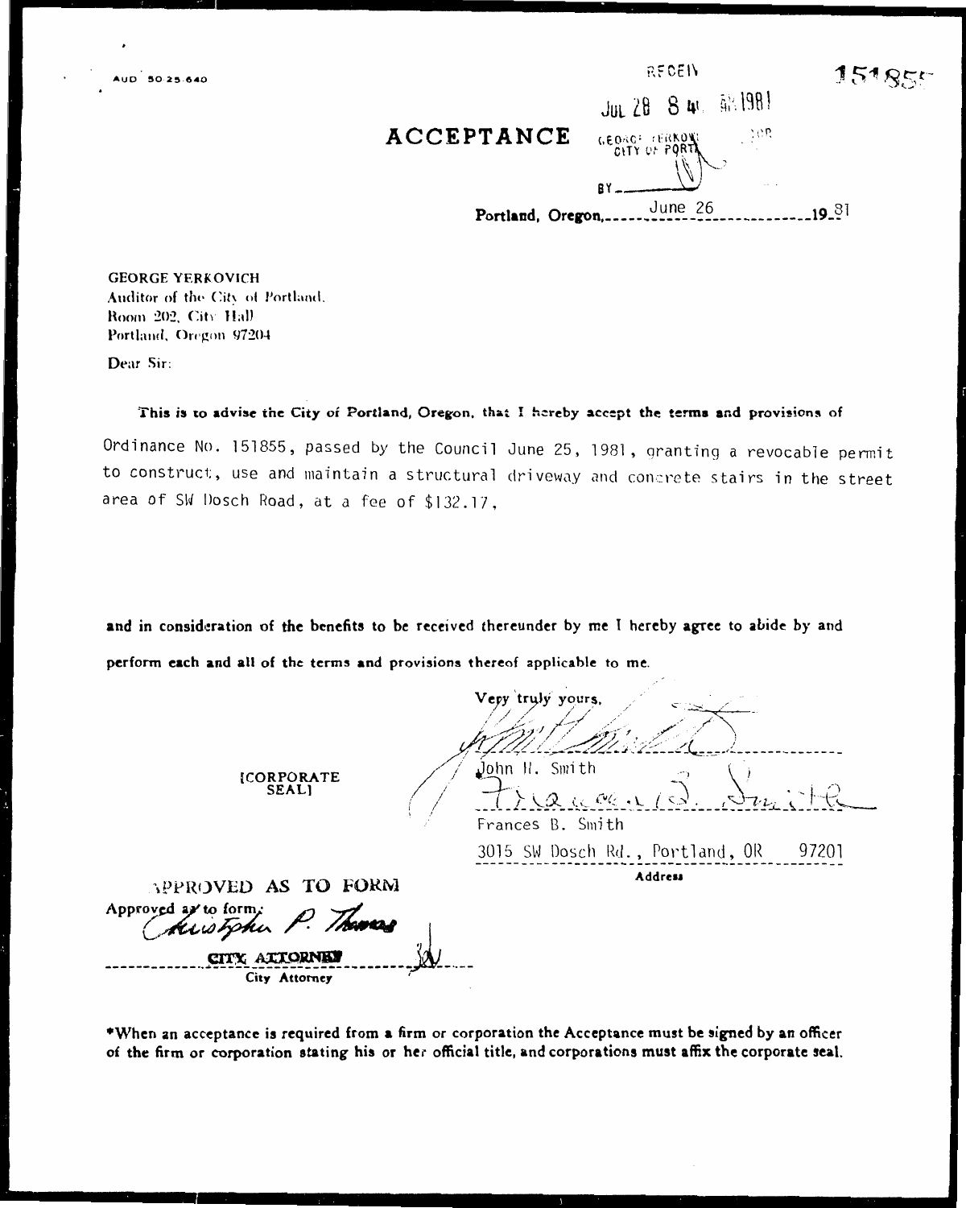AUD 50 25 640

RECEIVED
JUL 28 8 41 AM 1981
GEORGE YERKOVICH
CITY OF PORTLAND
BY

151855

# ACCEPTANCE

Portland, Oregon, June 26 1981

GEORGE YERKOVICH
Auditor of the City of Portland,
Room 202, City Hall
Portland, Oregon 97204

Dear Sir:

**This is to advise the City of Portland, Oregon, that I hereby accept the terms and provisions of**

Ordinance No. 151855, passed by the Council June 25, 1981, granting a revocable permit to construct, use and maintain a structural driveway and concrete stairs in the street area of SW Dosch Road, at a fee of $132.17,

**and in consideration of the benefits to be received thereunder by me I hereby agree to abide by and perform each and all of the terms and provisions thereof applicable to me.**

Very truly yours,

[CORPORATE SEAL]

John H. Smith

Frances B. Smith

3015 SW Dosch Rd., Portland, OR 97201
Address

APPROVED AS TO FORM

Approved as to form:
Christopher P. Thomas
CITY ATTORNEY
City Attorney

*When an acceptance is required from a firm or corporation the Acceptance must be signed by an officer of the firm or corporation stating his or her official title, and corporations must affix the corporate seal.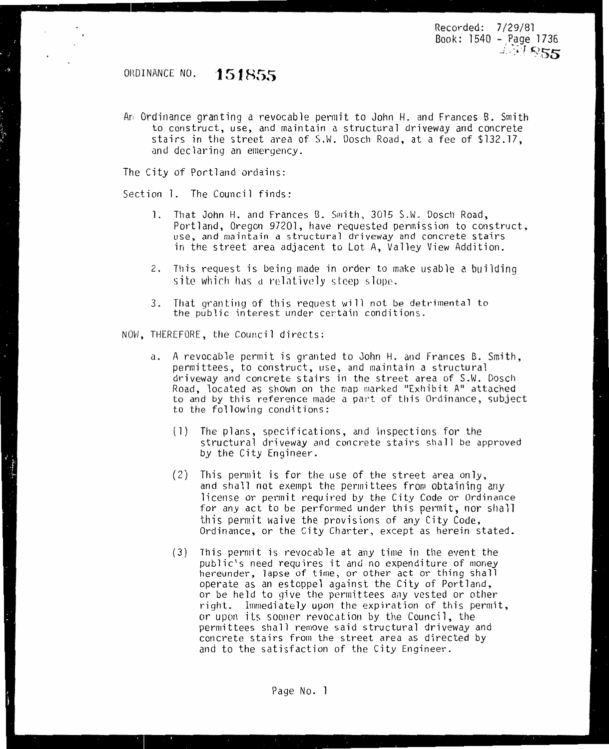Recorded: 7/29/81
Book: 1540 - Page 1736

# ORDINANCE NO. 151855

An Ordinance granting a revocable permit to John H. and Frances B. Smith to construct, use, and maintain a structural driveway and concrete stairs in the street area of S.W. Dosch Road, at a fee of $132.17, and declaring an emergency.

The City of Portland ordains:

Section 1. The Council finds:

1. That John H. and Frances B. Smith, 3015 S.W. Dosch Road, Portland, Oregon 97201, have requested permission to construct, use, and maintain a structural driveway and concrete stairs in the street area adjacent to Lot A, Valley View Addition.
2. This request is being made in order to make usable a building site which has a relatively steep slope.
3. That granting of this request will not be detrimental to the public interest under certain conditions.

NOW, THEREFORE, the Council directs:

a. A revocable permit is granted to John H. and Frances B. Smith, permittees, to construct, use, and maintain a structural driveway and concrete stairs in the street area of S.W. Dosch Road, located as shown on the map marked "Exhibit A" attached to and by this reference made a part of this Ordinance, subject to the following conditions:

   (1) The plans, specifications, and inspections for the structural driveway and concrete stairs shall be approved by the City Engineer.

   (2) This permit is for the use of the street area only, and shall not exempt the permittees from obtaining any license or permit required by the City Code or Ordinance for any act to be performed under this permit, nor shall this permit waive the provisions of any City Code, Ordinance, or the City Charter, except as herein stated.

   (3) This permit is revocable at any time in the event the public's need requires it and no expenditure of money hereunder, lapse of time, or other act or thing shall operate as an estoppel against the City of Portland, or be held to give the permittees any vested or other right. Immediately upon the expiration of this permit, or upon its sooner revocation by the Council, the permittees shall remove said structural driveway and concrete stairs from the street area as directed by and to the satisfaction of the City Engineer.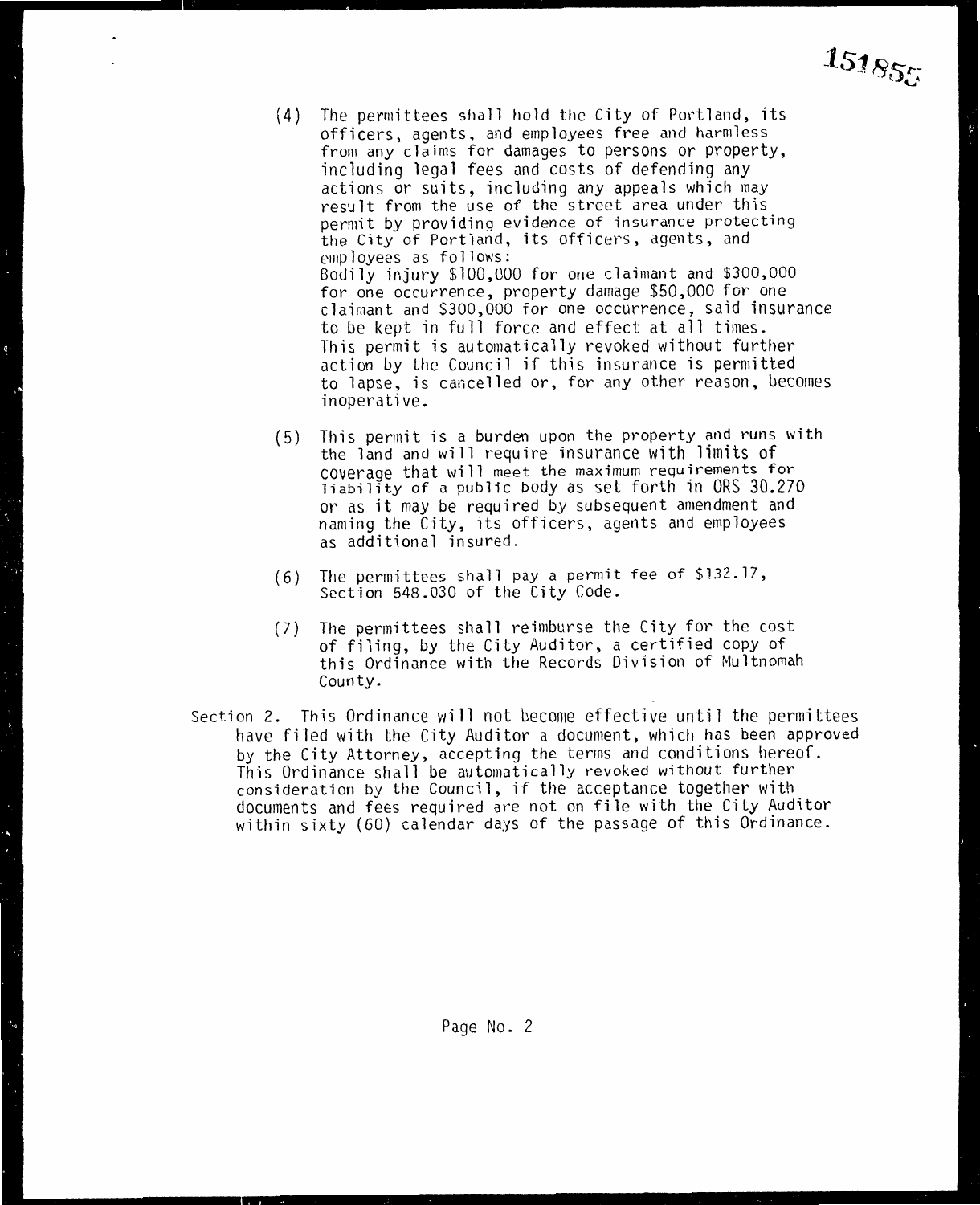151855

(4) The permittees shall hold the City of Portland, its officers, agents, and employees free and harmless from any claims for damages to persons or property, including legal fees and costs of defending any actions or suits, including any appeals which may result from the use of the street area under this permit by providing evidence of insurance protecting the City of Portland, its officers, agents, and employees as follows:
Bodily injury $100,000 for one claimant and $300,000 for one occurrence, property damage $50,000 for one claimant and $300,000 for one occurrence, said insurance to be kept in full force and effect at all times. This permit is automatically revoked without further action by the Council if this insurance is permitted to lapse, is cancelled or, for any other reason, becomes inoperative.

(5) This permit is a burden upon the property and runs with the land and will require insurance with limits of coverage that will meet the maximum requirements for liability of a public body as set forth in ORS 30.270 or as it may be required by subsequent amendment and naming the City, its officers, agents and employees as additional insured.

(6) The permittees shall pay a permit fee of $132.17, Section 548.030 of the City Code.

(7) The permittees shall reimburse the City for the cost of filing, by the City Auditor, a certified copy of this Ordinance with the Records Division of Multnomah County.

Section 2. This Ordinance will not become effective until the permittees have filed with the City Auditor a document, which has been approved by the City Attorney, accepting the terms and conditions hereof. This Ordinance shall be automatically revoked without further consideration by the Council, if the acceptance together with documents and fees required are not on file with the City Auditor within sixty (60) calendar days of the passage of this Ordinance.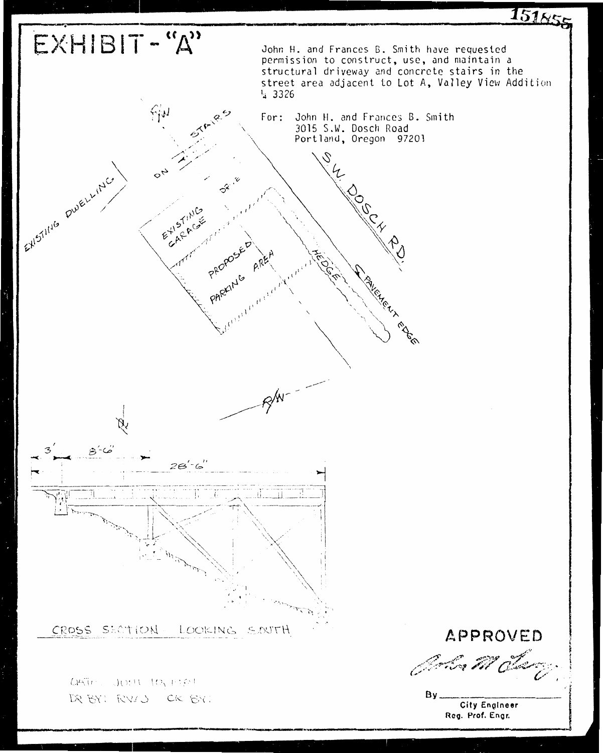151855

# EXHIBIT - "A"

John H. and Frances B. Smith have requested permission to construct, use, and maintain a structural driveway and concrete stairs in the street area adjacent to Lot A, Valley View Addition ¼ 3326

For: John H. and Frances B. Smith
3015 S.W. Dosch Road
Portland, Oregon 97201

R/W

STAIRS

DN

DRIVE

EXISTING DWELLING

EXISTING GARAGE

PROPOSED PARKING AREA

HEDGE

PAVEMENT EDGE

S.W. DOSCH RD.

R/W

℄

3' 8'-6"

28'-6"

CROSS SECTION LOOKING SOUTH

APPROVED

By ______________
City Engineer
Reg. Prof. Engr.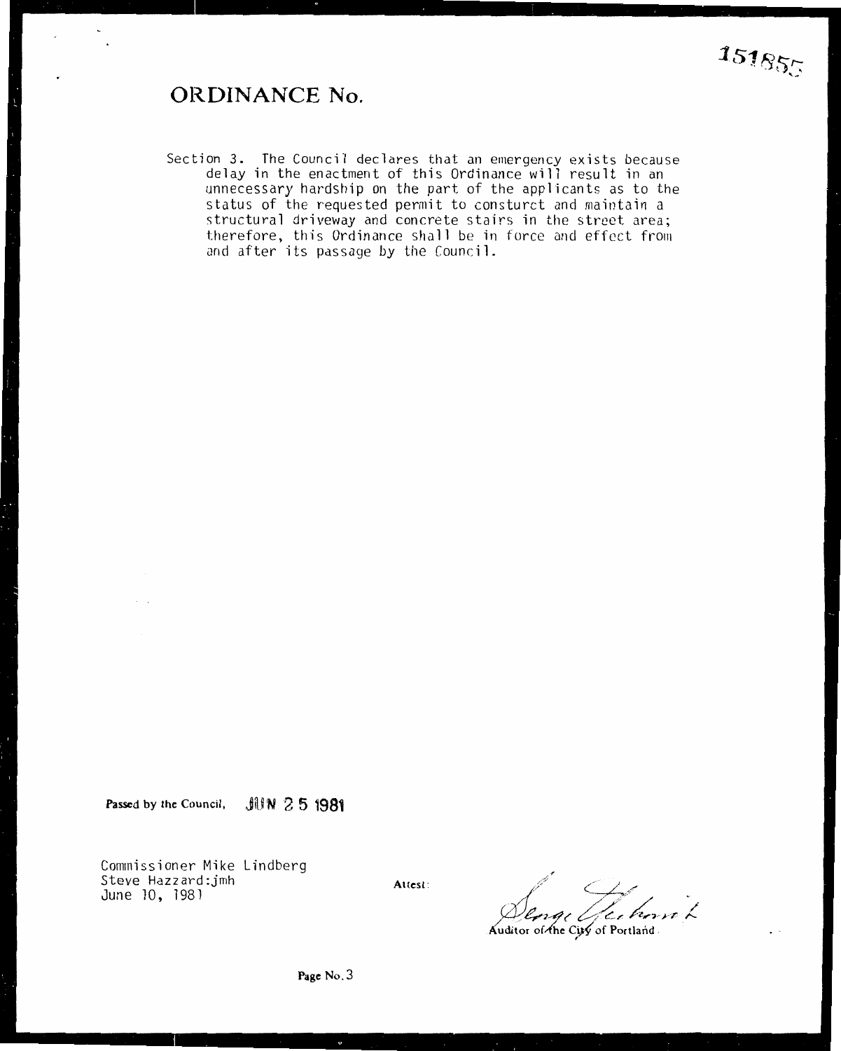151855

# ORDINANCE No.

Section 3. The Council declares that an emergency exists because delay in the enactment of this Ordinance will result in an unnecessary hardship on the part of the applicants as to the status of the requested permit to consturct and maintain a structural driveway and concrete stairs in the street area; therefore, this Ordinance shall be in force and effect from and after its passage by the Council.

**Passed by the Council,** JUN 25 1981

Commissioner Mike Lindberg
Steve Hazzard:jmh
June 10, 1981

**Attest:**

Auditor of the City of Portland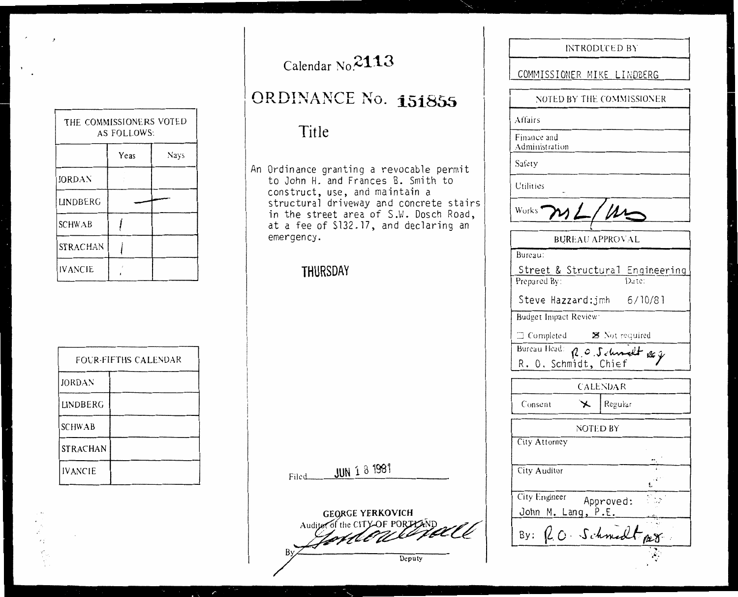| THE COMMISSIONERS VOTED AS FOLLOWS: | | |
|---|---|---|
| | Yeas | Nays |
| JORDAN | | |
| LINDBERG | | — |
| SCHWAB | / | |
| STRACHAN | / | |
| IVANCIE | / | |

| FOUR-FIFTHS CALENDAR | |
|---|---|
| JORDAN | |
| LINDBERG | |
| SCHWAB | |
| STRACHAN | |
| IVANCIE | |

Calendar No. 2113

# ORDINANCE No. 151855

## Title

An Ordinance granting a revocable permit to John H. and Frances B. Smith to construct, use, and maintain a structural driveway and concrete stairs in the street area of S.W. Dosch Road, at a fee of $132.17, and declaring an emergency.

THURSDAY

Filed JUN 18 1981

GEORGE YERKOVICH
Auditor of the CITY OF PORTLAND

By Gordon Hall
Deputy

| INTRODUCED BY |
|---|
| COMMISSIONER MIKE LINDBERG |

| NOTED BY THE COMMISSIONER |
|---|
| Affairs |
| Finance and Administration |
| Safety |
| Utilities |
| Works ML/ws |

| BUREAU APPROVAL | |
|---|---|
| Bureau: Street & Structural Engineering | |
| Prepared By: Steve Hazzard:jmh | Date: 6/10/81 |
| Budget Impact Review: ☐ Completed | ☒ Not required |
| Bureau Head: R. O. Schmidt, Chief | |

| CALENDAR | |
|---|---|
| Consent X | Regular |

| NOTED BY |
|---|
| City Attorney |
| City Auditor |
| City Engineer Approved: John M. Lang, P.E. |
| By: R.O. Schmidt |